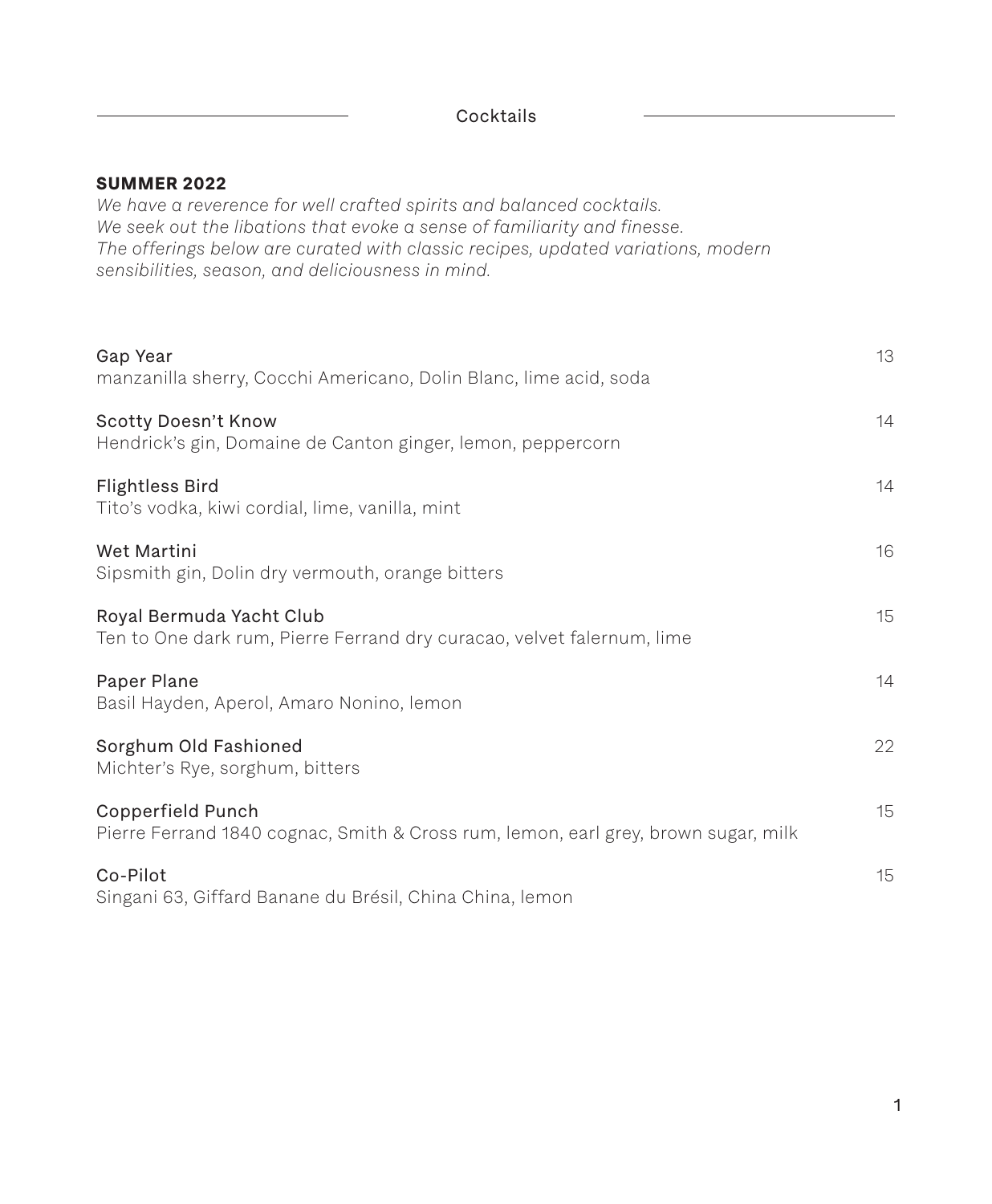# Cocktails

## SUMMER 2022

*We have a reverence for well crafted spirits and balanced cocktails.*
*We seek out the libations that evoke a sense of familiarity and finesse.*
*The offerings below are curated with classic recipes, updated variations, modern sensibilities, season, and deliciousness in mind.*

Gap Year — 13
manzanilla sherry, Cocchi Americano, Dolin Blanc, lime acid, soda

Scotty Doesn't Know — 14
Hendrick's gin, Domaine de Canton ginger, lemon, peppercorn

Flightless Bird — 14
Tito's vodka, kiwi cordial, lime, vanilla, mint

Wet Martini — 16
Sipsmith gin, Dolin dry vermouth, orange bitters

Royal Bermuda Yacht Club — 15
Ten to One dark rum, Pierre Ferrand dry curacao, velvet falernum, lime

Paper Plane — 14
Basil Hayden, Aperol, Amaro Nonino, lemon

Sorghum Old Fashioned — 22
Michter's Rye, sorghum, bitters

Copperfield Punch — 15
Pierre Ferrand 1840 cognac, Smith & Cross rum, lemon, earl grey, brown sugar, milk

Co-Pilot — 15
Singani 63, Giffard Banane du Brésil, China China, lemon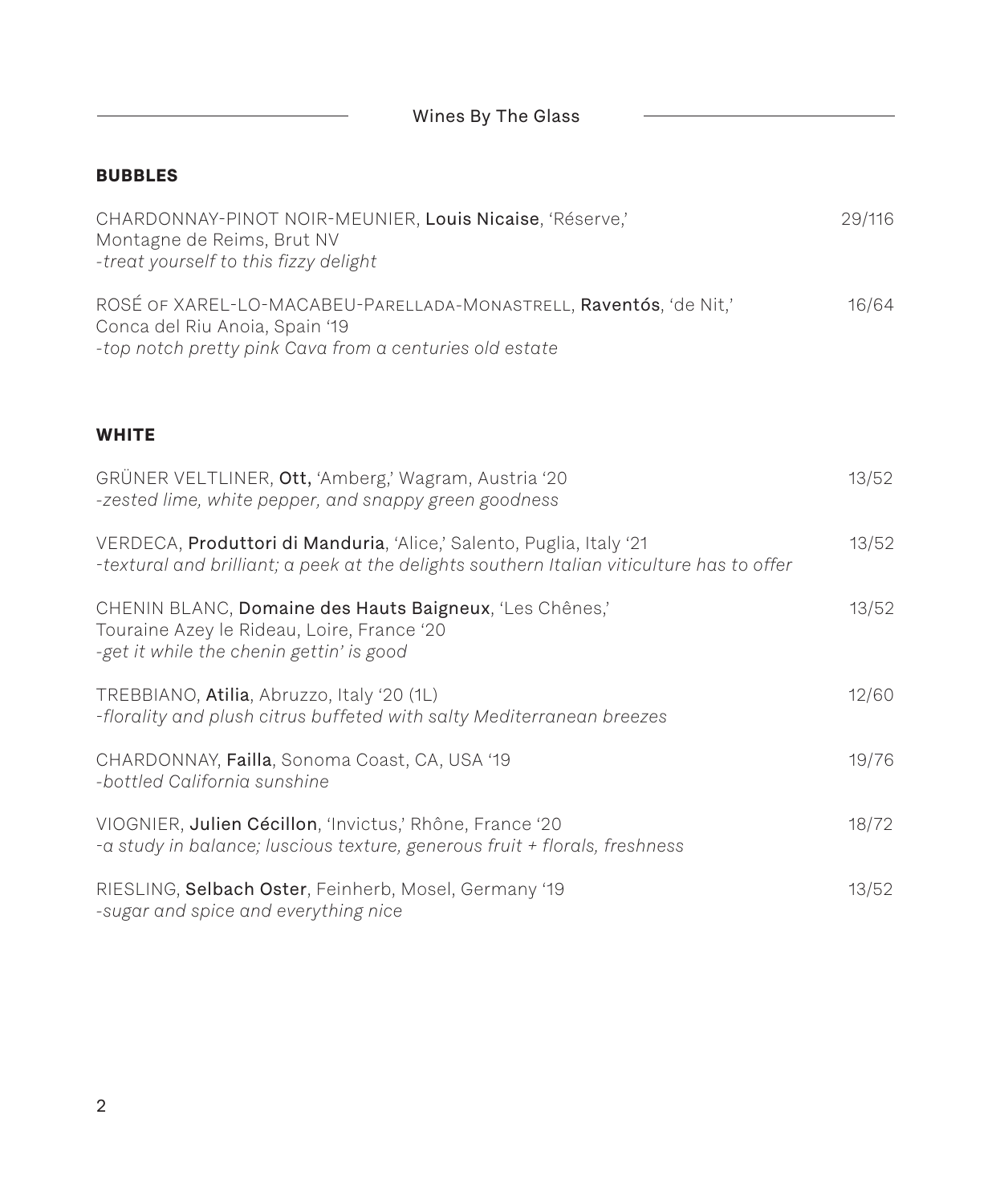## Wines By The Glass

### BUBBLES

CHARDONNAY-PINOT NOIR-MEUNIER, **Louis Nicaise**, 'Réserve,' Montagne de Reims, Brut NV — 29/116
*-treat yourself to this fizzy delight*

ROSÉ OF XAREL-LO-MACABEU-PARELLADA-MONASTRELL, **Raventós**, 'de Nit,' Conca del Riu Anoia, Spain '19 — 16/64
*-top notch pretty pink Cava from a centuries old estate*

### WHITE

GRÜNER VELTLINER, **Ott,** 'Amberg,' Wagram, Austria '20 — 13/52
*-zested lime, white pepper, and snappy green goodness*

VERDECA, **Produttori di Manduria**, 'Alice,' Salento, Puglia, Italy '21 — 13/52
*-textural and brilliant; a peek at the delights southern Italian viticulture has to offer*

CHENIN BLANC, **Domaine des Hauts Baigneux**, 'Les Chênes,' Touraine Azey le Rideau, Loire, France '20 — 13/52
*-get it while the chenin gettin' is good*

TREBBIANO, **Atilia**, Abruzzo, Italy '20 (1L) — 12/60
*-florality and plush citrus buffeted with salty Mediterranean breezes*

CHARDONNAY, **Failla**, Sonoma Coast, CA, USA '19 — 19/76
*-bottled California sunshine*

VIOGNIER, **Julien Cécillon**, 'Invictus,' Rhône, France '20 — 18/72
*-a study in balance; luscious texture, generous fruit + florals, freshness*

RIESLING, **Selbach Oster**, Feinherb, Mosel, Germany '19 — 13/52
*-sugar and spice and everything nice*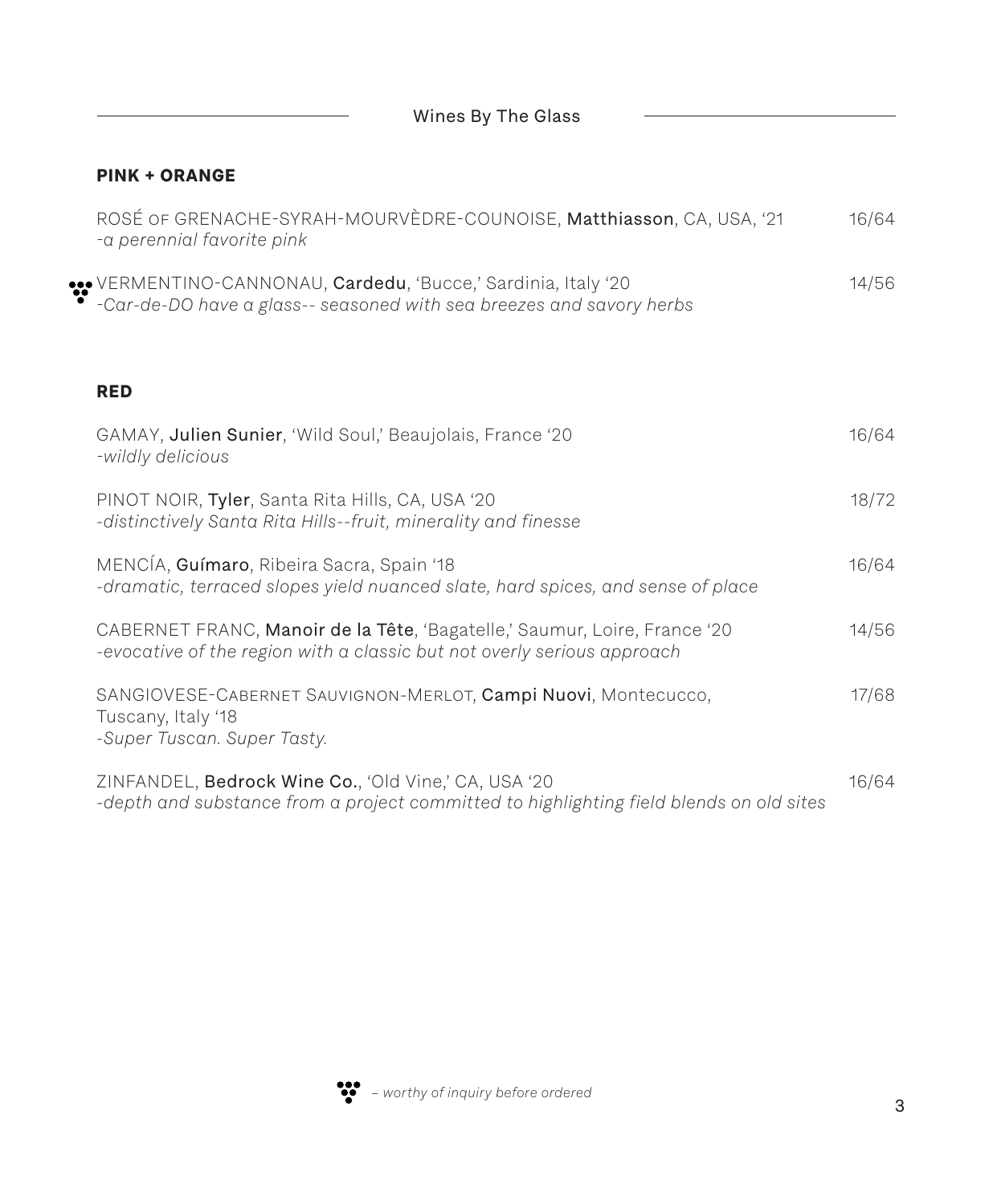## Wines By The Glass

### PINK + ORANGE

ROSÉ OF GRENACHE-SYRAH-MOURVÈDRE-COUNOISE, **Matthiasson**, CA, USA, '21 — 16/64
*-a perennial favorite pink*

VERMENTINO-CANNONAU, **Cardedu**, 'Bucce,' Sardinia, Italy '20 — 14/56
*-Car-de-DO have a glass-- seasoned with sea breezes and savory herbs*

### RED

GAMAY, **Julien Sunier**, 'Wild Soul,' Beaujolais, France '20 — 16/64
*-wildly delicious*

PINOT NOIR, **Tyler**, Santa Rita Hills, CA, USA '20 — 18/72
*-distinctively Santa Rita Hills--fruit, minerality and finesse*

MENCÍA, **Guímaro**, Ribeira Sacra, Spain '18 — 16/64
*-dramatic, terraced slopes yield nuanced slate, hard spices, and sense of place*

CABERNET FRANC, **Manoir de la Tête**, 'Bagatelle,' Saumur, Loire, France '20 — 14/56
*-evocative of the region with a classic but not overly serious approach*

SANGIOVESE-CABERNET SAUVIGNON-MERLOT, **Campi Nuovi**, Montecucco, Tuscany, Italy '18 — 17/68
*-Super Tuscan. Super Tasty.*

ZINFANDEL, **Bedrock Wine Co.**, 'Old Vine,' CA, USA '20 — 16/64
*-depth and substance from a project committed to highlighting field blends on old sites*

*– worthy of inquiry before ordered*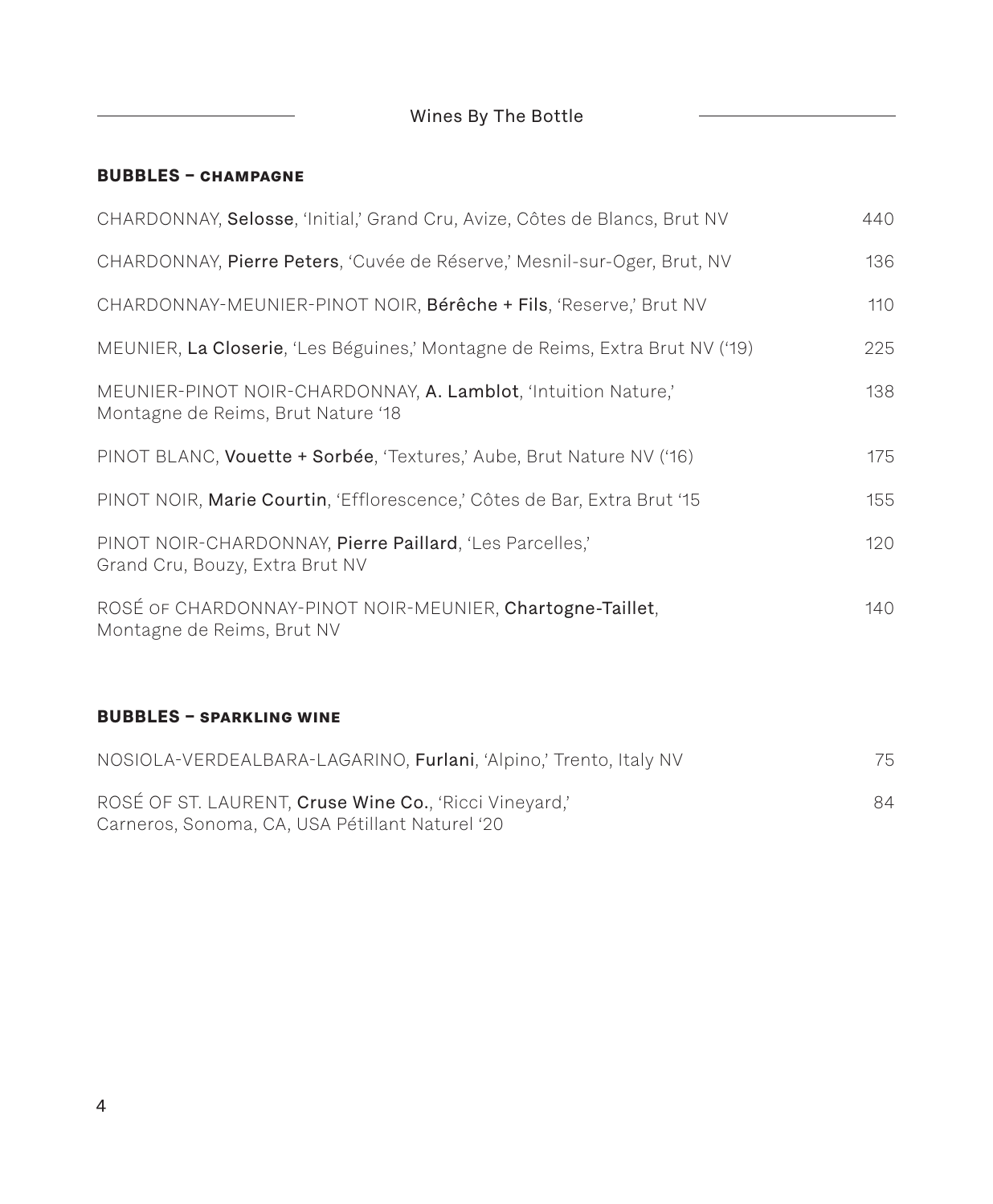## Wines By The Bottle

### BUBBLES – CHAMPAGNE

| | |
|---|---|
| CHARDONNAY, **Selosse**, 'Initial,' Grand Cru, Avize, Côtes de Blancs, Brut NV | 440 |
| CHARDONNAY, **Pierre Peters**, 'Cuvée de Réserve,' Mesnil-sur-Oger, Brut, NV | 136 |
| CHARDONNAY-MEUNIER-PINOT NOIR, **Bérêche + Fils**, 'Reserve,' Brut NV | 110 |
| MEUNIER, **La Closerie**, 'Les Béguines,' Montagne de Reims, Extra Brut NV ('19) | 225 |
| MEUNIER-PINOT NOIR-CHARDONNAY, **A. Lamblot**, 'Intuition Nature,' Montagne de Reims, Brut Nature '18 | 138 |
| PINOT BLANC, **Vouette + Sorbée**, 'Textures,' Aube, Brut Nature NV ('16) | 175 |
| PINOT NOIR, **Marie Courtin**, 'Efflorescence,' Côtes de Bar, Extra Brut '15 | 155 |
| PINOT NOIR-CHARDONNAY, **Pierre Paillard**, 'Les Parcelles,' Grand Cru, Bouzy, Extra Brut NV | 120 |
| ROSÉ OF CHARDONNAY-PINOT NOIR-MEUNIER, **Chartogne-Taillet**, Montagne de Reims, Brut NV | 140 |

### BUBBLES – SPARKLING WINE

| | |
|---|---|
| NOSIOLA-VERDEALBARA-LAGARINO, **Furlani**, 'Alpino,' Trento, Italy NV | 75 |
| ROSÉ OF ST. LAURENT, **Cruse Wine Co.**, 'Ricci Vineyard,' Carneros, Sonoma, CA, USA Pétillant Naturel '20 | 84 |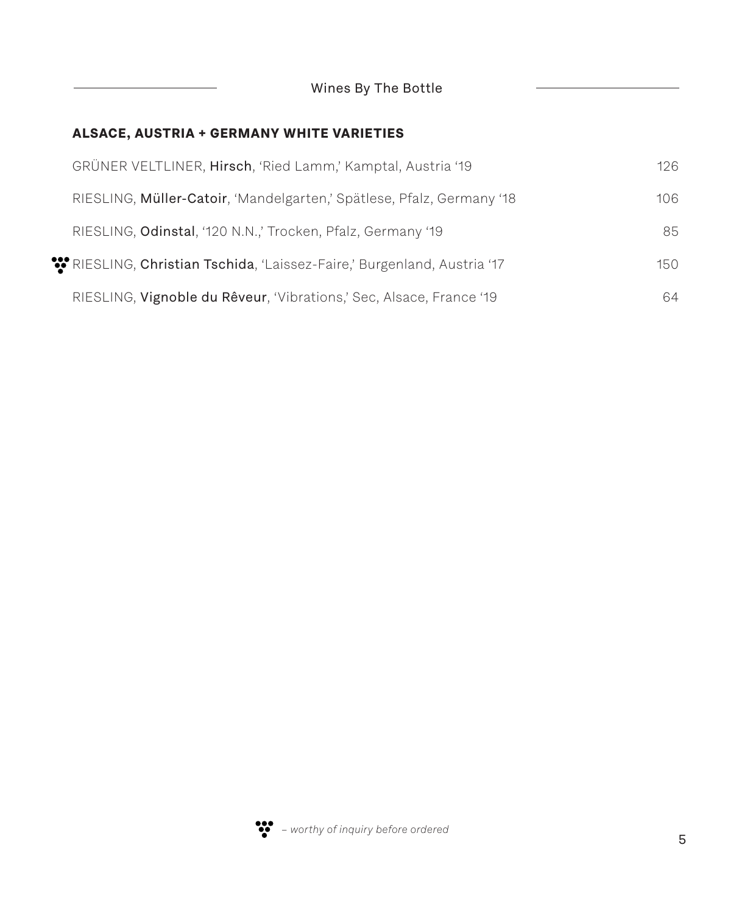Wines By The Bottle

## ALSACE, AUSTRIA + GERMANY WHITE VARIETIES

| | |
|---|---|
| GRÜNER VELTLINER, **Hirsch**, 'Ried Lamm,' Kamptal, Austria '19 | 126 |
| RIESLING, **Müller-Catoir**, 'Mandelgarten,' Spätlese, Pfalz, Germany '18 | 106 |
| RIESLING, **Odinstal**, '120 N.N.,' Trocken, Pfalz, Germany '19 | 85 |
| ❖ RIESLING, **Christian Tschida**, 'Laissez-Faire,' Burgenland, Austria '17 | 150 |
| RIESLING, **Vignoble du Rêveur**, 'Vibrations,' Sec, Alsace, France '19 | 64 |

❖ *– worthy of inquiry before ordered*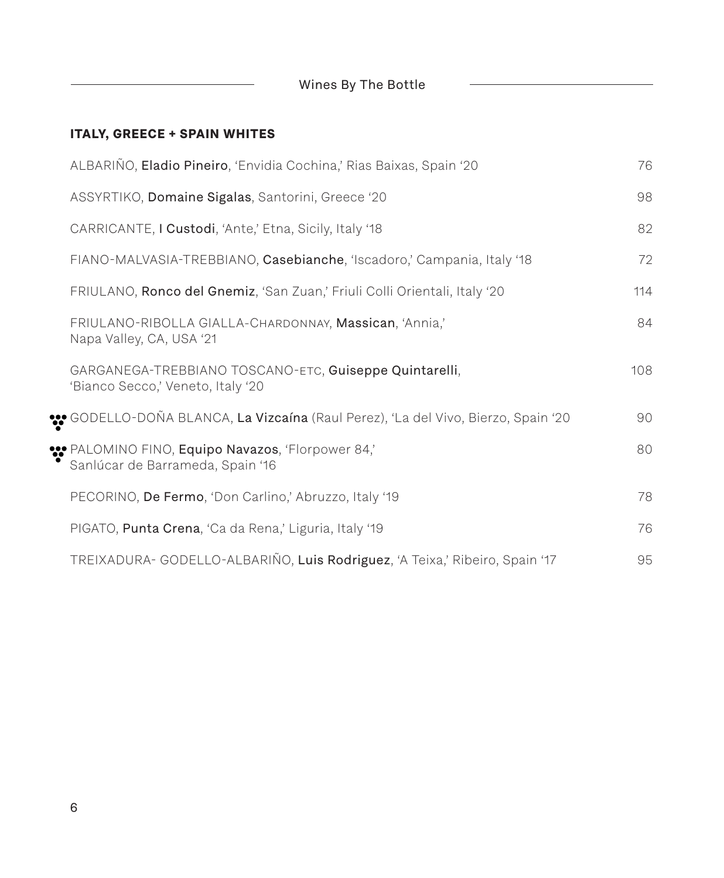Wines By The Bottle

## ITALY, GREECE + SPAIN WHITES

| | |
|---|---|
| ALBARIÑO, **Eladio Pineiro**, 'Envidia Cochina,' Rias Baixas, Spain '20 | 76 |
| ASSYRTIKO, **Domaine Sigalas**, Santorini, Greece '20 | 98 |
| CARRICANTE, **I Custodi**, 'Ante,' Etna, Sicily, Italy '18 | 82 |
| FIANO-MALVASIA-TREBBIANO, **Casebianche**, 'Iscadoro,' Campania, Italy '18 | 72 |
| FRIULANO, **Ronco del Gnemiz**, 'San Zuan,' Friuli Colli Orientali, Italy '20 | 114 |
| FRIULANO-RIBOLLA GIALLA-CHARDONNAY, **Massican**, 'Annia,' Napa Valley, CA, USA '21 | 84 |
| GARGANEGA-TREBBIANO TOSCANO-ETC, **Guiseppe Quintarelli**, 'Bianco Secco,' Veneto, Italy '20 | 108 |
| GODELLO-DOÑA BLANCA, **La Vizcaína** (Raul Perez), 'La del Vivo, Bierzo, Spain '20 | 90 |
| PALOMINO FINO, **Equipo Navazos**, 'Florpower 84,' Sanlúcar de Barrameda, Spain '16 | 80 |
| PECORINO, **De Fermo**, 'Don Carlino,' Abruzzo, Italy '19 | 78 |
| PIGATO, **Punta Crena**, 'Ca da Rena,' Liguria, Italy '19 | 76 |
| TREIXADURA- GODELLO-ALBARIÑO, **Luis Rodriguez**, 'A Teixa,' Ribeiro, Spain '17 | 95 |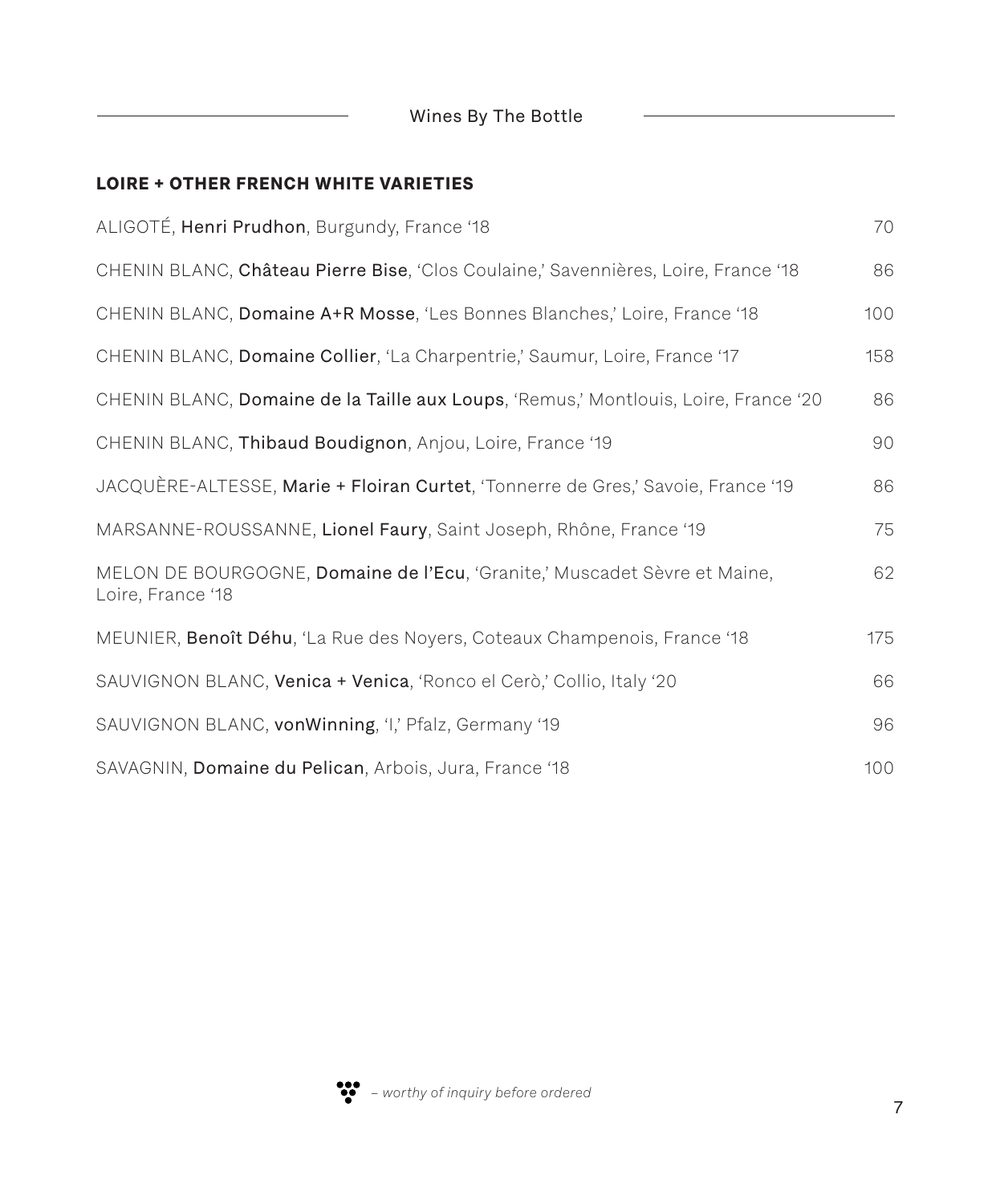## Wines By The Bottle

### LOIRE + OTHER FRENCH WHITE VARIETIES

| | |
|---|---|
| ALIGOTÉ, **Henri Prudhon**, Burgundy, France '18 | 70 |
| CHENIN BLANC, **Château Pierre Bise**, 'Clos Coulaine,' Savennières, Loire, France '18 | 86 |
| CHENIN BLANC, **Domaine A+R Mosse**, 'Les Bonnes Blanches,' Loire, France '18 | 100 |
| CHENIN BLANC, **Domaine Collier**, 'La Charpentrie,' Saumur, Loire, France '17 | 158 |
| CHENIN BLANC, **Domaine de la Taille aux Loups**, 'Remus,' Montlouis, Loire, France '20 | 86 |
| CHENIN BLANC, **Thibaud Boudignon**, Anjou, Loire, France '19 | 90 |
| JACQUÈRE-ALTESSE, **Marie + Floiran Curtet**, 'Tonnerre de Gres,' Savoie, France '19 | 86 |
| MARSANNE-ROUSSANNE, **Lionel Faury**, Saint Joseph, Rhône, France '19 | 75 |
| MELON DE BOURGOGNE, **Domaine de l'Ecu**, 'Granite,' Muscadet Sèvre et Maine, Loire, France '18 | 62 |
| MEUNIER, **Benoît Déhu**, 'La Rue des Noyers, Coteaux Champenois, France '18 | 175 |
| SAUVIGNON BLANC, **Venica + Venica**, 'Ronco el Cerò,' Collio, Italy '20 | 66 |
| SAUVIGNON BLANC, **vonWinning**, 'I,' Pfalz, Germany '19 | 96 |
| SAVAGNIN, **Domaine du Pelican**, Arbois, Jura, France '18 | 100 |

*– worthy of inquiry before ordered*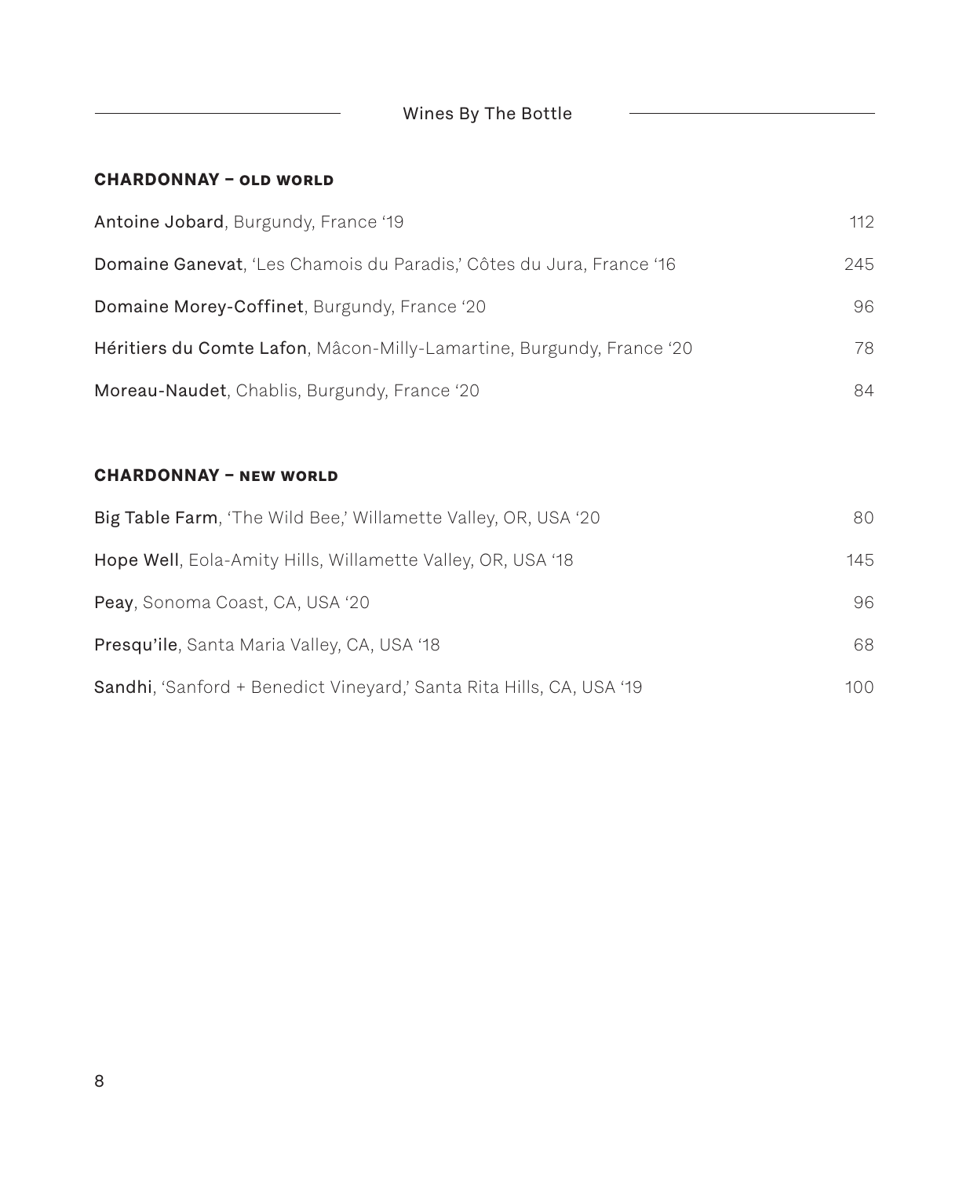## Wines By The Bottle

### CHARDONNAY – OLD WORLD

| | |
|---|---|
| **Antoine Jobard**, Burgundy, France '19 | 112 |
| **Domaine Ganevat**, 'Les Chamois du Paradis,' Côtes du Jura, France '16 | 245 |
| **Domaine Morey-Coffinet**, Burgundy, France '20 | 96 |
| **Héritiers du Comte Lafon**, Mâcon-Milly-Lamartine, Burgundy, France '20 | 78 |
| **Moreau-Naudet**, Chablis, Burgundy, France '20 | 84 |

### CHARDONNAY – NEW WORLD

| | |
|---|---|
| **Big Table Farm**, 'The Wild Bee,' Willamette Valley, OR, USA '20 | 80 |
| **Hope Well**, Eola-Amity Hills, Willamette Valley, OR, USA '18 | 145 |
| **Peay**, Sonoma Coast, CA, USA '20 | 96 |
| **Presqu'ile**, Santa Maria Valley, CA, USA '18 | 68 |
| **Sandhi**, 'Sanford + Benedict Vineyard,' Santa Rita Hills, CA, USA '19 | 100 |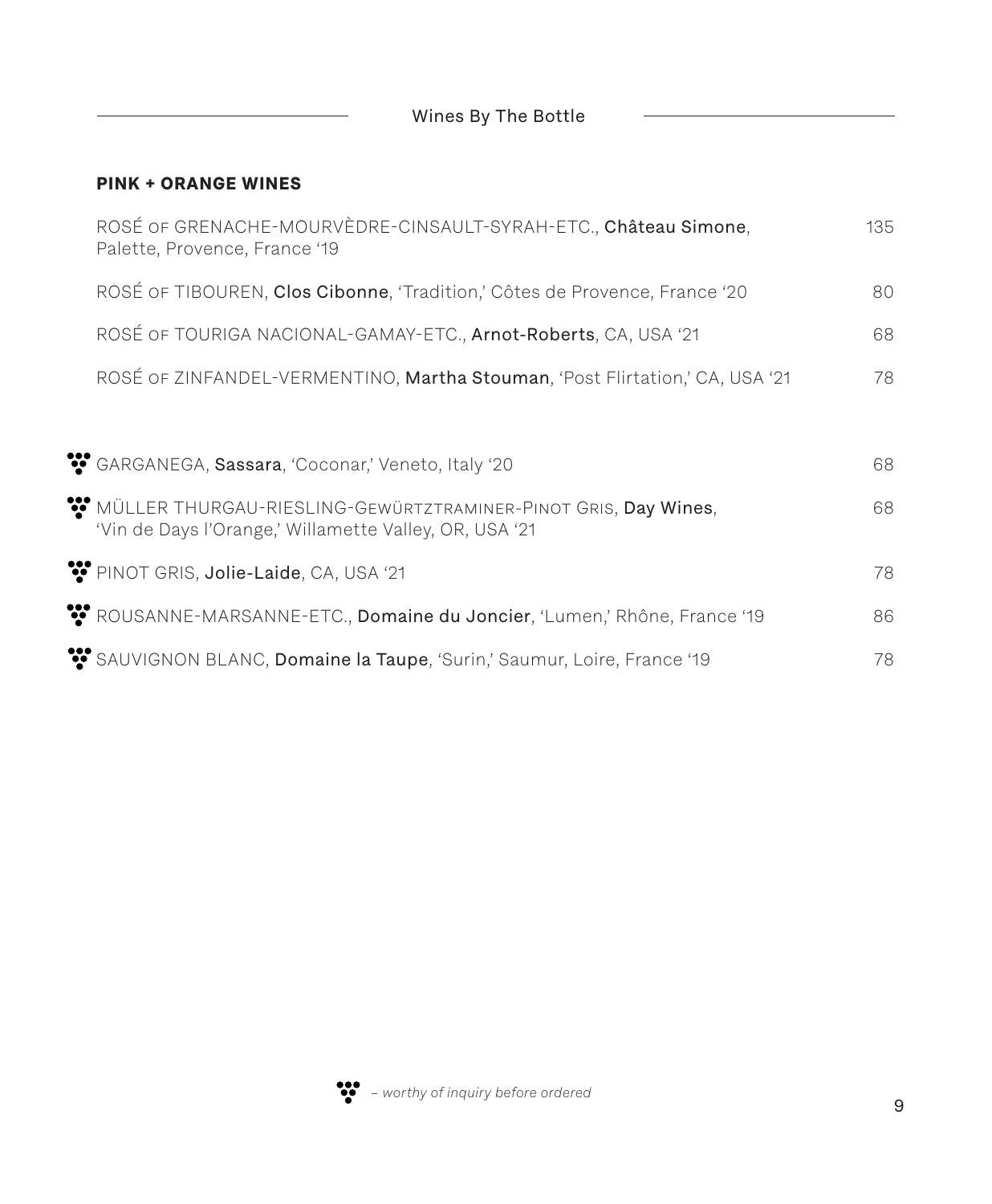## Wines By The Bottle

### PINK + ORANGE WINES

| | |
|---|---|
| ROSÉ OF GRENACHE-MOURVÈDRE-CINSAULT-SYRAH-ETC., **Château Simone**, Palette, Provence, France '19 | 135 |
| ROSÉ OF TIBOUREN, **Clos Cibonne**, 'Tradition,' Côtes de Provence, France '20 | 80 |
| ROSÉ OF TOURIGA NACIONAL-GAMAY-ETC., **Arnot-Roberts**, CA, USA '21 | 68 |
| ROSÉ OF ZINFANDEL-VERMENTINO, **Martha Stouman**, 'Post Flirtation,' CA, USA '21 | 78 |

| | |
|---|---|
| GARGANEGA, **Sassara**, 'Coconar,' Veneto, Italy '20 | 68 |
| MÜLLER THURGAU-RIESLING-GEWÜRZTRAMINER-PINOT GRIS, **Day Wines**, 'Vin de Days l'Orange,' Willamette Valley, OR, USA '21 | 68 |
| PINOT GRIS, **Jolie-Laide**, CA, USA '21 | 78 |
| ROUSANNE-MARSANNE-ETC., **Domaine du Joncier**, 'Lumen,' Rhône, France '19 | 86 |
| SAUVIGNON BLANC, **Domaine la Taupe**, 'Surin,' Saumur, Loire, France '19 | 78 |

*– worthy of inquiry before ordered*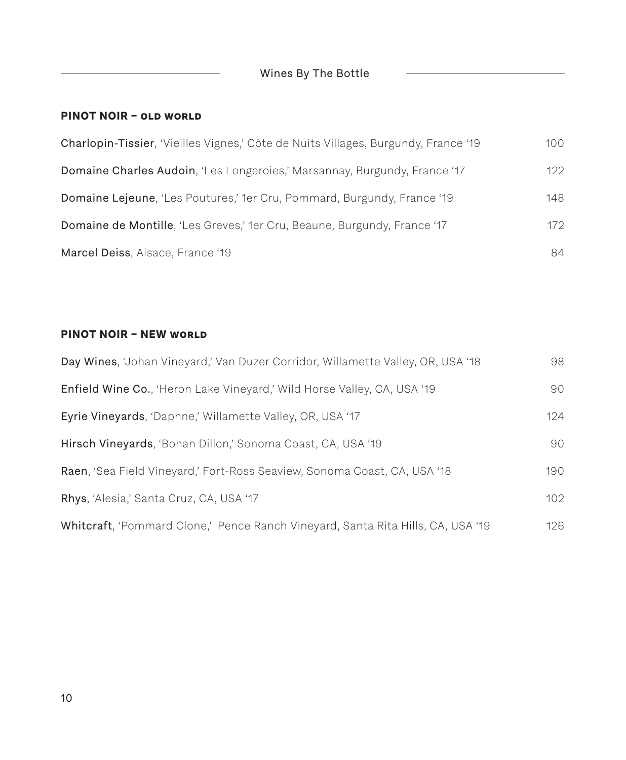## Wines By The Bottle

### PINOT NOIR – OLD WORLD

| | |
|---|---|
| **Charlopin-Tissier**, 'Vieilles Vignes,' Côte de Nuits Villages, Burgundy, France '19 | 100 |
| **Domaine Charles Audoin**, 'Les Longeroies,' Marsannay, Burgundy, France '17 | 122 |
| **Domaine Lejeune**, 'Les Poutures,' 1er Cru, Pommard, Burgundy, France '19 | 148 |
| **Domaine de Montille**, 'Les Greves,' 1er Cru, Beaune, Burgundy, France '17 | 172 |
| **Marcel Deiss**, Alsace, France '19 | 84 |

### PINOT NOIR – NEW WORLD

| | |
|---|---|
| **Day Wines**, 'Johan Vineyard,' Van Duzer Corridor, Willamette Valley, OR, USA '18 | 98 |
| **Enfield Wine Co.**, 'Heron Lake Vineyard,' Wild Horse Valley, CA, USA '19 | 90 |
| **Eyrie Vineyards**, 'Daphne,' Willamette Valley, OR, USA '17 | 124 |
| **Hirsch Vineyards**, 'Bohan Dillon,' Sonoma Coast, CA, USA '19 | 90 |
| **Raen**, 'Sea Field Vineyard,' Fort-Ross Seaview, Sonoma Coast, CA, USA '18 | 190 |
| **Rhys**, 'Alesia,' Santa Cruz, CA, USA '17 | 102 |
| **Whitcraft**, 'Pommard Clone,' Pence Ranch Vineyard, Santa Rita Hills, CA, USA '19 | 126 |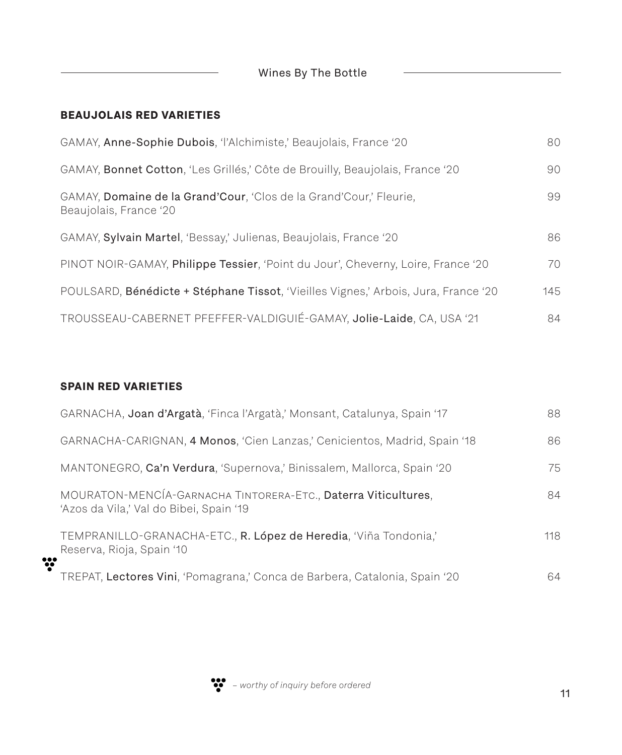## Wines By The Bottle

### BEAUJOLAIS RED VARIETIES

| | |
|---|---|
| GAMAY, **Anne-Sophie Dubois**, 'l'Alchimiste,' Beaujolais, France '20 | 80 |
| GAMAY, **Bonnet Cotton**, 'Les Grillés,' Côte de Brouilly, Beaujolais, France '20 | 90 |
| GAMAY, **Domaine de la Grand'Cour**, 'Clos de la Grand'Cour,' Fleurie, Beaujolais, France '20 | 99 |
| GAMAY, **Sylvain Martel**, 'Bessay,' Julienas, Beaujolais, France '20 | 86 |
| PINOT NOIR-GAMAY, **Philippe Tessier**, 'Point du Jour', Cheverny, Loire, France '20 | 70 |
| POULSARD, **Bénédicte + Stéphane Tissot**, 'Vieilles Vignes,' Arbois, Jura, France '20 | 145 |
| TROUSSEAU-CABERNET PFEFFER-VALDIGUIÉ-GAMAY, **Jolie-Laide**, CA, USA '21 | 84 |

### SPAIN RED VARIETIES

| | |
|---|---|
| GARNACHA, **Joan d'Argatà**, 'Finca l'Argatà,' Monsant, Catalunya, Spain '17 | 88 |
| GARNACHA-CARIGNAN, **4 Monos**, 'Cien Lanzas,' Cenicientos, Madrid, Spain '18 | 86 |
| MANTONEGRO, **Ca'n Verdura**, 'Supernova,' Binissalem, Mallorca, Spain '20 | 75 |
| MOURATON-MENCÍA-GARNACHA TINTORERA-ETC., **Daterra Viticultures**, 'Azos da Vila,' Val do Bibei, Spain '19 | 84 |
| TEMPRANILLO-GRANACHA-ETC., **R. López de Heredia**, 'Viña Tondonia,' Reserva, Rioja, Spain '10 | 118 |
| TREPAT, **Lectores Vini**, 'Pomagrana,' Conca de Barbera, Catalonia, Spain '20 | 64 |

*– worthy of inquiry before ordered*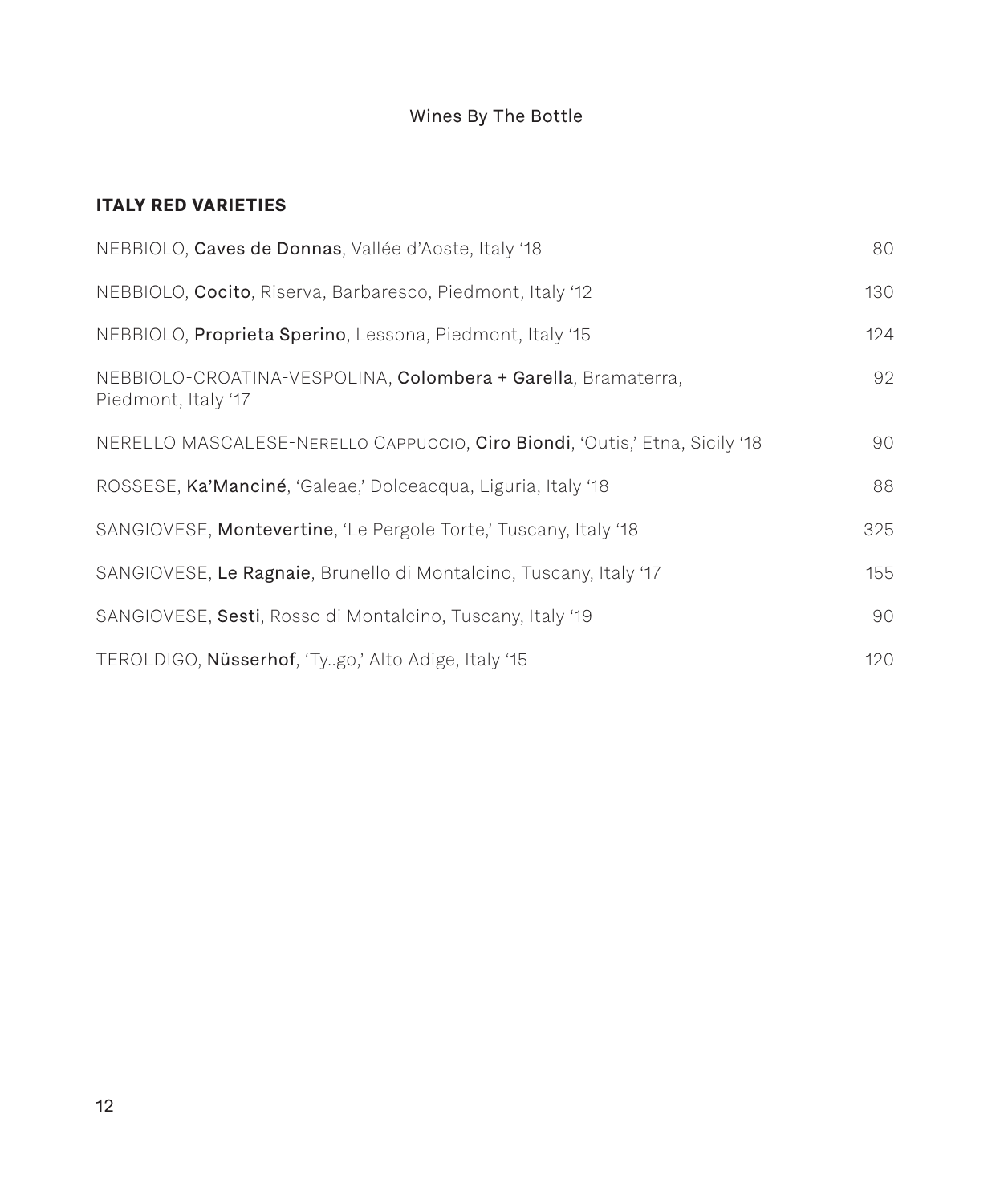## Wines By The Bottle

### ITALY RED VARIETIES

| | |
|---|---|
| NEBBIOLO, **Caves de Donnas**, Vallée d'Aoste, Italy '18 | 80 |
| NEBBIOLO, **Cocito**, Riserva, Barbaresco, Piedmont, Italy '12 | 130 |
| NEBBIOLO, **Proprieta Sperino**, Lessona, Piedmont, Italy '15 | 124 |
| NEBBIOLO-CROATINA-VESPOLINA, **Colombera + Garella**, Bramaterra, Piedmont, Italy '17 | 92 |
| NERELLO MASCALESE-NERELLO CAPPUCCIO, **Ciro Biondi**, 'Outis,' Etna, Sicily '18 | 90 |
| ROSSESE, **Ka'Manciné**, 'Galeae,' Dolceacqua, Liguria, Italy '18 | 88 |
| SANGIOVESE, **Montevertine**, 'Le Pergole Torte,' Tuscany, Italy '18 | 325 |
| SANGIOVESE, **Le Ragnaie**, Brunello di Montalcino, Tuscany, Italy '17 | 155 |
| SANGIOVESE, **Sesti**, Rosso di Montalcino, Tuscany, Italy '19 | 90 |
| TEROLDIGO, **Nüsserhof**, 'Ty..go,' Alto Adige, Italy '15 | 120 |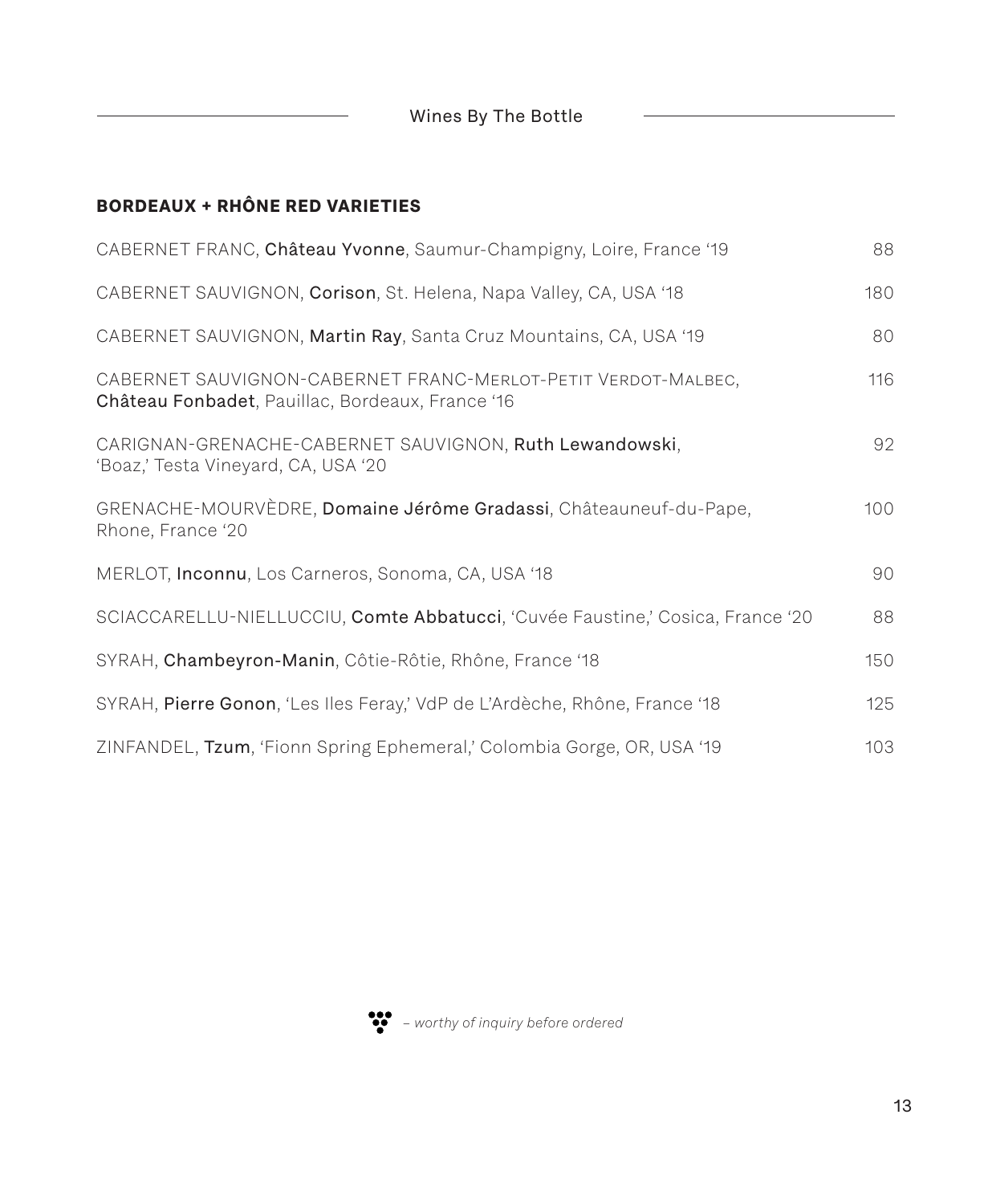Wines By The Bottle

## BORDEAUX + RHÔNE RED VARIETIES

| | |
|---|---|
| CABERNET FRANC, **Château Yvonne**, Saumur-Champigny, Loire, France '19 | 88 |
| CABERNET SAUVIGNON, **Corison**, St. Helena, Napa Valley, CA, USA '18 | 180 |
| CABERNET SAUVIGNON, **Martin Ray**, Santa Cruz Mountains, CA, USA '19 | 80 |
| CABERNET SAUVIGNON-CABERNET FRANC-MERLOT-PETIT VERDOT-MALBEC, **Château Fonbadet**, Pauillac, Bordeaux, France '16 | 116 |
| CARIGNAN-GRENACHE-CABERNET SAUVIGNON, **Ruth Lewandowski**, 'Boaz,' Testa Vineyard, CA, USA '20 | 92 |
| GRENACHE-MOURVÈDRE, **Domaine Jérôme Gradassi**, Châteauneuf-du-Pape, Rhone, France '20 | 100 |
| MERLOT, **Inconnu**, Los Carneros, Sonoma, CA, USA '18 | 90 |
| SCIACCARELLU-NIELLUCCIU, **Comte Abbatucci**, 'Cuvée Faustine,' Cosica, France '20 | 88 |
| SYRAH, **Chambeyron-Manin**, Côtie-Rôtie, Rhône, France '18 | 150 |
| SYRAH, **Pierre Gonon**, 'Les Iles Feray,' VdP de L'Ardèche, Rhône, France '18 | 125 |
| ZINFANDEL, **Tzum**, 'Fionn Spring Ephemeral,' Colombia Gorge, OR, USA '19 | 103 |

*– worthy of inquiry before ordered*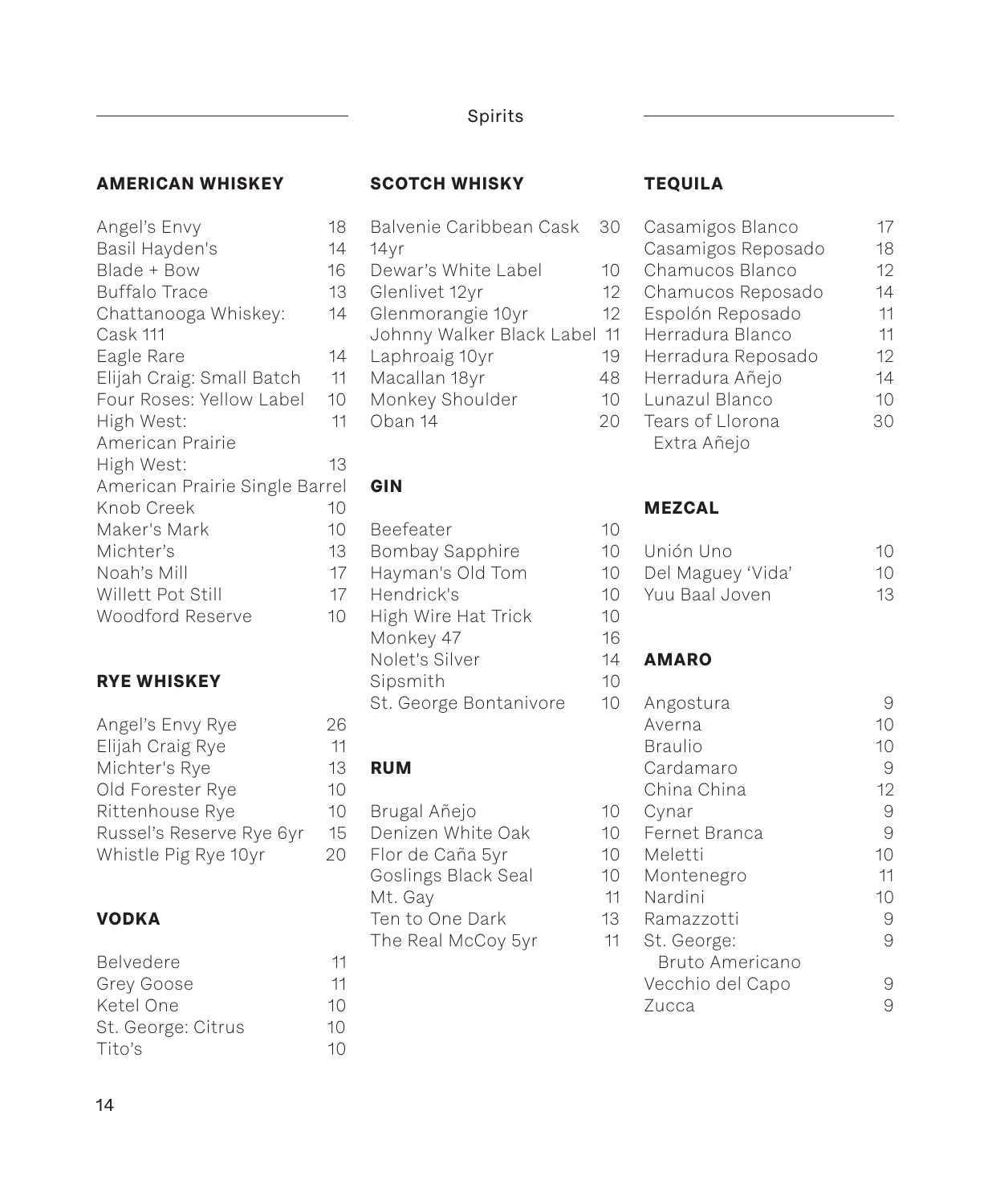# Spirits

## AMERICAN WHISKEY

| | |
|---|---|
| Angel's Envy | 18 |
| Basil Hayden's | 14 |
| Blade + Bow | 16 |
| Buffalo Trace | 13 |
| Chattanooga Whiskey: Cask 111 | 14 |
| Eagle Rare | 14 |
| Elijah Craig: Small Batch | 11 |
| Four Roses: Yellow Label | 10 |
| High West: American Prairie | 11 |
| High West: American Prairie Single Barrel | 13 |
| Knob Creek | 10 |
| Maker's Mark | 10 |
| Michter's | 13 |
| Noah's Mill | 17 |
| Willett Pot Still | 17 |
| Woodford Reserve | 10 |

## RYE WHISKEY

| | |
|---|---|
| Angel's Envy Rye | 26 |
| Elijah Craig Rye | 11 |
| Michter's Rye | 13 |
| Old Forester Rye | 10 |
| Rittenhouse Rye | 10 |
| Russel's Reserve Rye 6yr | 15 |
| Whistle Pig Rye 10yr | 20 |

## VODKA

| | |
|---|---|
| Belvedere | 11 |
| Grey Goose | 11 |
| Ketel One | 10 |
| St. George: Citrus | 10 |
| Tito's | 10 |

## SCOTCH WHISKY

| | |
|---|---|
| Balvenie Caribbean Cask 14yr | 30 |
| Dewar's White Label | 10 |
| Glenlivet 12yr | 12 |
| Glenmorangie 10yr | 12 |
| Johnny Walker Black Label | 11 |
| Laphroaig 10yr | 19 |
| Macallan 18yr | 48 |
| Monkey Shoulder | 10 |
| Oban 14 | 20 |

## GIN

| | |
|---|---|
| Beefeater | 10 |
| Bombay Sapphire | 10 |
| Hayman's Old Tom | 10 |
| Hendrick's | 10 |
| High Wire Hat Trick | 10 |
| Monkey 47 | 16 |
| Nolet's Silver | 14 |
| Sipsmith | 10 |
| St. George Bontanivore | 10 |

## RUM

| | |
|---|---|
| Brugal Añejo | 10 |
| Denizen White Oak | 10 |
| Flor de Caña 5yr | 10 |
| Goslings Black Seal | 10 |
| Mt. Gay | 11 |
| Ten to One Dark | 13 |
| The Real McCoy 5yr | 11 |

## TEQUILA

| | |
|---|---|
| Casamigos Blanco | 17 |
| Casamigos Reposado | 18 |
| Chamucos Blanco | 12 |
| Chamucos Reposado | 14 |
| Espolón Reposado | 11 |
| Herradura Blanco | 11 |
| Herradura Reposado | 12 |
| Herradura Añejo | 14 |
| Lunazul Blanco | 10 |
| Tears of Llorona Extra Añejo | 30 |

## MEZCAL

| | |
|---|---|
| Unión Uno | 10 |
| Del Maguey 'Vida' | 10 |
| Yuu Baal Joven | 13 |

## AMARO

| | |
|---|---|
| Angostura | 9 |
| Averna | 10 |
| Braulio | 10 |
| Cardamaro | 9 |
| China China | 12 |
| Cynar | 9 |
| Fernet Branca | 9 |
| Meletti | 10 |
| Montenegro | 11 |
| Nardini | 10 |
| Ramazzotti | 9 |
| St. George: Bruto Americano | 9 |
| Vecchio del Capo | 9 |
| Zucca | 9 |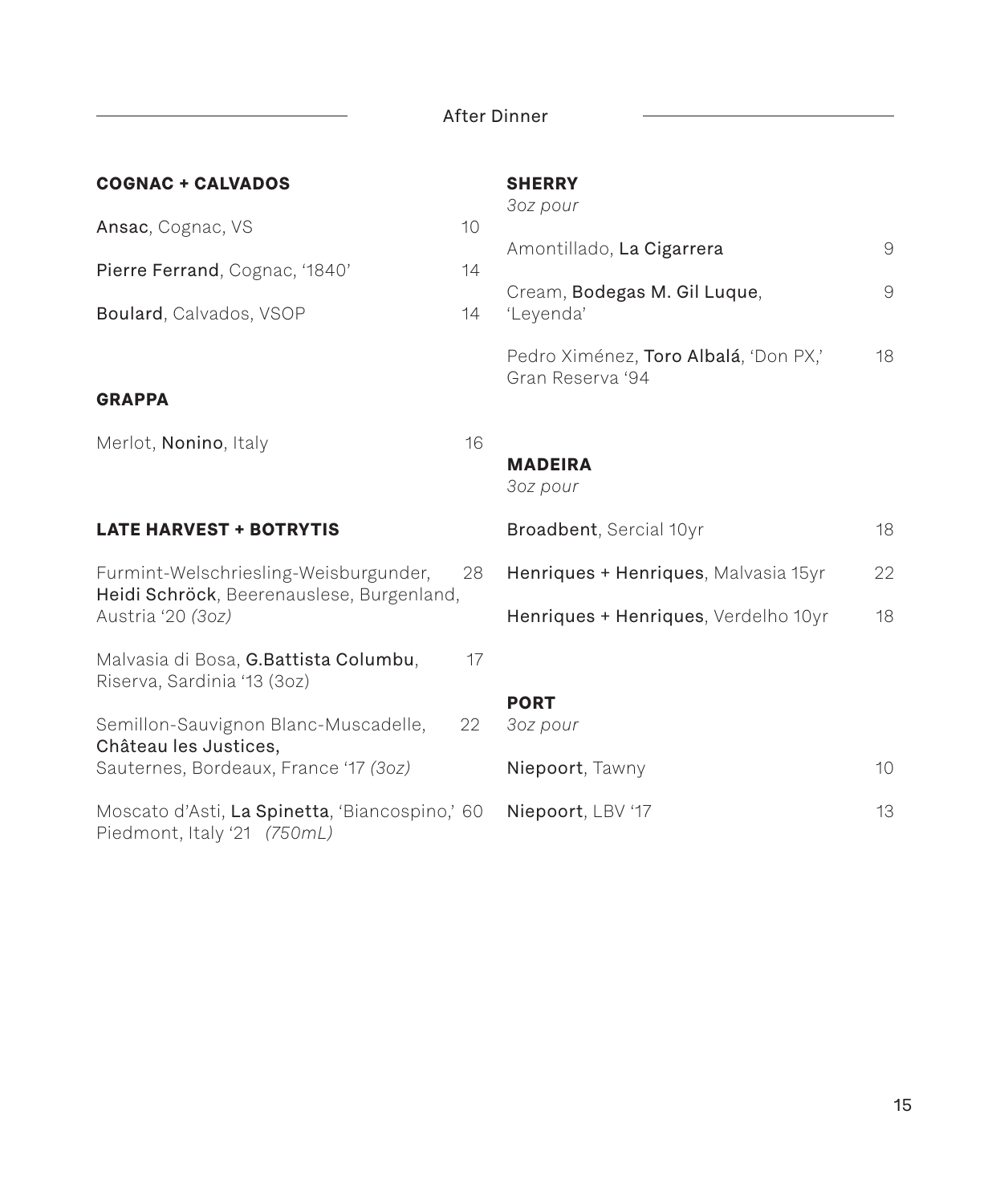## After Dinner

### COGNAC + CALVADOS

**Ansac**, Cognac, VS 10

**Pierre Ferrand**, Cognac, '1840' 14

**Boulard**, Calvados, VSOP 14

### GRAPPA

Merlot, **Nonino**, Italy 16

### LATE HARVEST + BOTRYTIS

Furmint-Welschriesling-Weisburgunder, **Heidi Schröck**, Beerenauslese, Burgenland, Austria '20 *(3oz)* 28

Malvasia di Bosa, **G.Battista Columbu**, Riserva, Sardinia '13 (3oz) 17

Semillon-Sauvignon Blanc-Muscadelle, **Château les Justices**, Sauternes, Bordeaux, France '17 *(3oz)* 22

Moscato d'Asti, **La Spinetta**, 'Biancospino,' Piedmont, Italy '21 *(750mL)* 60

### SHERRY

*3oz pour*

Amontillado, **La Cigarrera** 9

Cream, **Bodegas M. Gil Luque**, 'Leyenda' 9

Pedro Ximénez, **Toro Albalá**, 'Don PX,' Gran Reserva '94 18

### MADEIRA

*3oz pour*

**Broadbent**, Sercial 10yr 18

**Henriques + Henriques**, Malvasia 15yr 22

**Henriques + Henriques**, Verdelho 10yr 18

### PORT

*3oz pour*

**Niepoort**, Tawny 10

**Niepoort**, LBV '17 13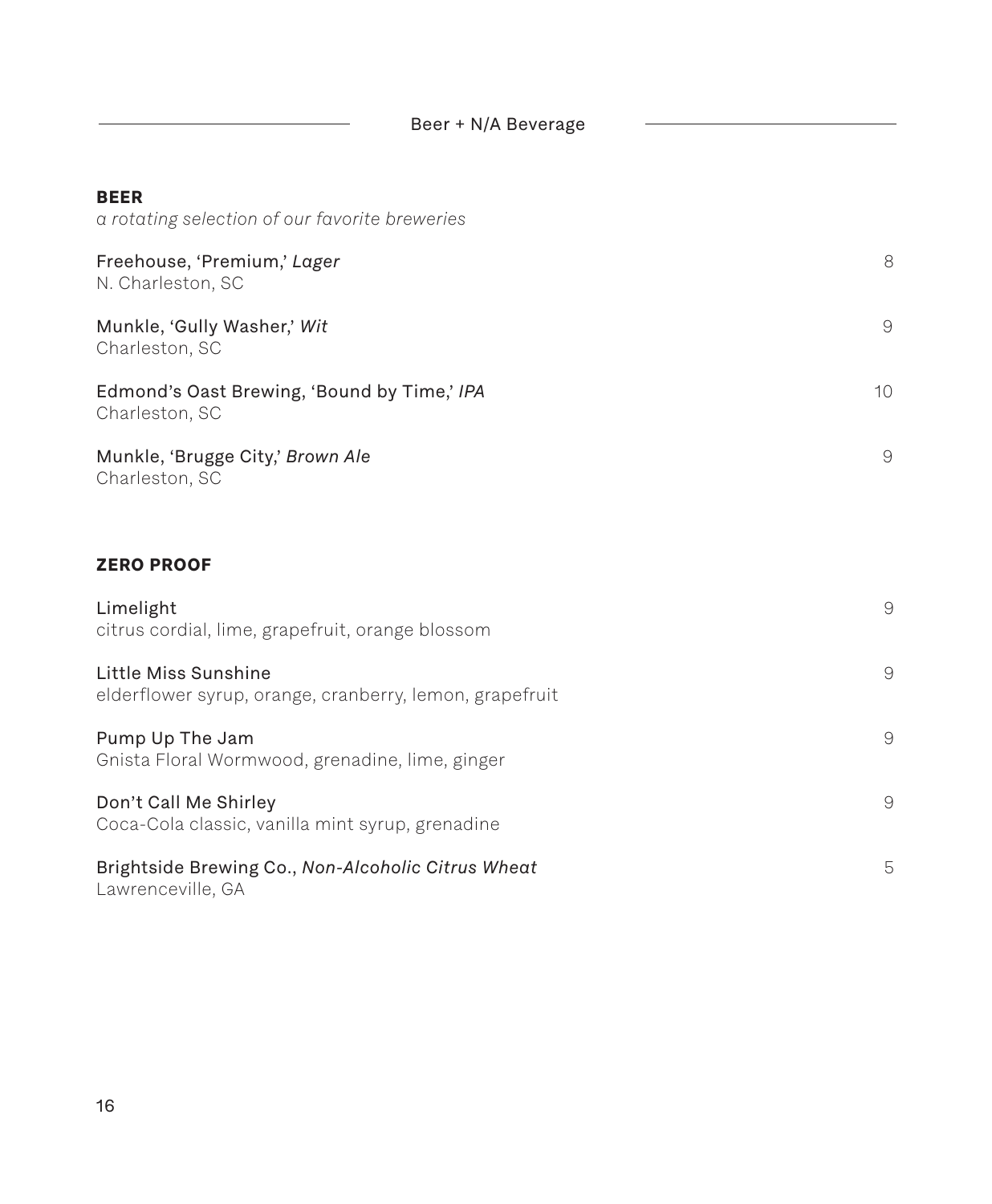## Beer + N/A Beverage

### BEER

*a rotating selection of our favorite breweries*

Freehouse, 'Premium,' *Lager* — 8
N. Charleston, SC

Munkle, 'Gully Washer,' *Wit* — 9
Charleston, SC

Edmond's Oast Brewing, 'Bound by Time,' *IPA* — 10
Charleston, SC

Munkle, 'Brugge City,' *Brown Ale* — 9
Charleston, SC

### ZERO PROOF

Limelight — 9
citrus cordial, lime, grapefruit, orange blossom

Little Miss Sunshine — 9
elderflower syrup, orange, cranberry, lemon, grapefruit

Pump Up The Jam — 9
Gnista Floral Wormwood, grenadine, lime, ginger

Don't Call Me Shirley — 9
Coca-Cola classic, vanilla mint syrup, grenadine

Brightside Brewing Co., *Non-Alcoholic Citrus Wheat* — 5
Lawrenceville, GA